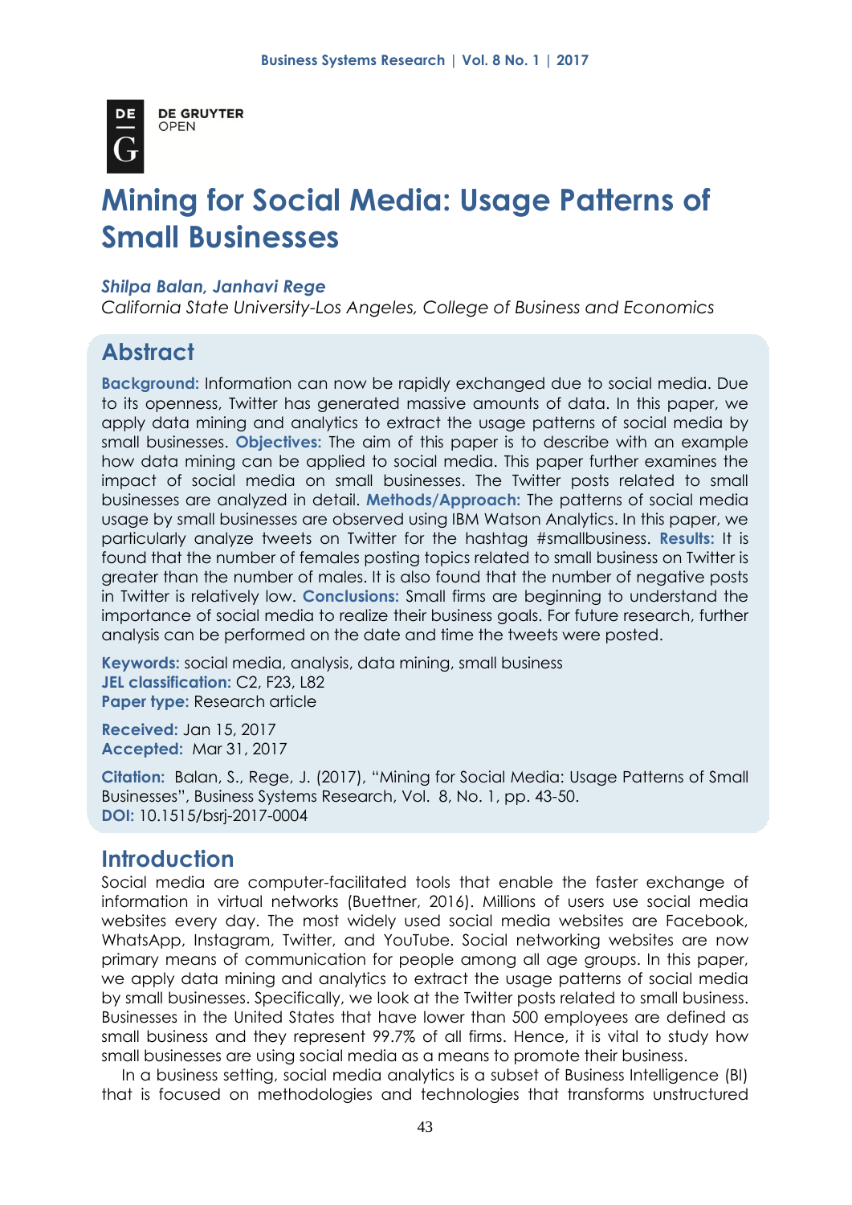# Mining for Social Media: Usage Patterns of Small Businesses

***Shilpa Balan, Janhavi Rege***

*California State University-Los Angeles, College of Business and Economics*

## Abstract

**Background:** Information can now be rapidly exchanged due to social media. Due to its openness, Twitter has generated massive amounts of data. In this paper, we apply data mining and analytics to extract the usage patterns of social media by small businesses. **Objectives:** The aim of this paper is to describe with an example how data mining can be applied to social media. This paper further examines the impact of social media on small businesses. The Twitter posts related to small businesses are analyzed in detail. **Methods/Approach:** The patterns of social media usage by small businesses are observed using IBM Watson Analytics. In this paper, we particularly analyze tweets on Twitter for the hashtag #smallbusiness. **Results:** It is found that the number of females posting topics related to small business on Twitter is greater than the number of males. It is also found that the number of negative posts in Twitter is relatively low. **Conclusions:** Small firms are beginning to understand the importance of social media to realize their business goals. For future research, further analysis can be performed on the date and time the tweets were posted.

**Keywords:** social media, analysis, data mining, small business
**JEL classification:** C2, F23, L82
**Paper type:** Research article

**Received:** Jan 15, 2017
**Accepted:** Mar 31, 2017

**Citation:** Balan, S., Rege, J. (2017), "Mining for Social Media: Usage Patterns of Small Businesses", Business Systems Research, Vol. 8, No. 1, pp. 43-50.
**DOI:** 10.1515/bsrj-2017-0004

## Introduction

Social media are computer-facilitated tools that enable the faster exchange of information in virtual networks (Buettner, 2016). Millions of users use social media websites every day. The most widely used social media websites are Facebook, WhatsApp, Instagram, Twitter, and YouTube. Social networking websites are now primary means of communication for people among all age groups. In this paper, we apply data mining and analytics to extract the usage patterns of social media by small businesses. Specifically, we look at the Twitter posts related to small business. Businesses in the United States that have lower than 500 employees are defined as small business and they represent 99.7% of all firms. Hence, it is vital to study how small businesses are using social media as a means to promote their business.

In a business setting, social media analytics is a subset of Business Intelligence (BI) that is focused on methodologies and technologies that transforms unstructured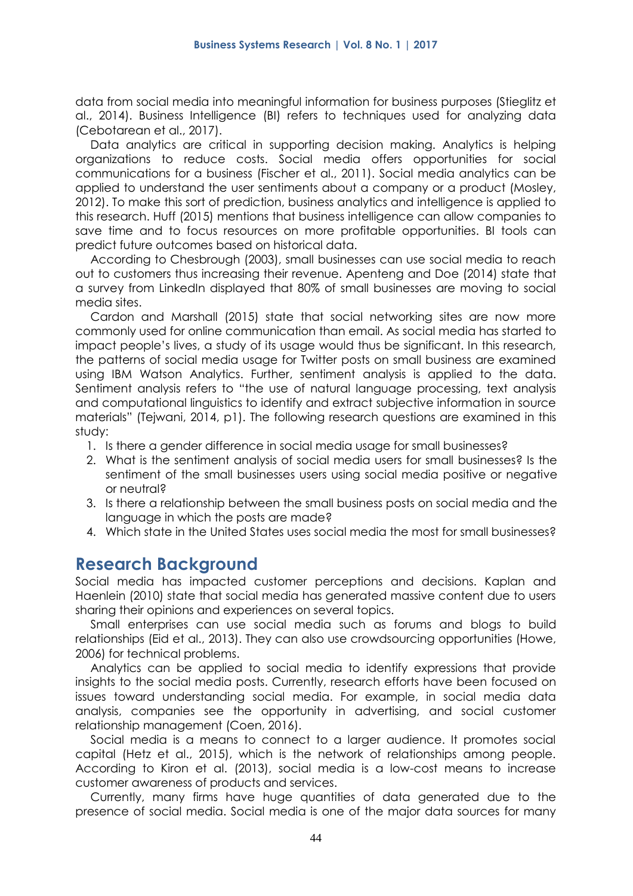data from social media into meaningful information for business purposes (Stieglitz et al., 2014). Business Intelligence (BI) refers to techniques used for analyzing data (Cebotarean et al., 2017).

Data analytics are critical in supporting decision making. Analytics is helping organizations to reduce costs. Social media offers opportunities for social communications for a business (Fischer et al., 2011). Social media analytics can be applied to understand the user sentiments about a company or a product (Mosley, 2012). To make this sort of prediction, business analytics and intelligence is applied to this research. Huff (2015) mentions that business intelligence can allow companies to save time and to focus resources on more profitable opportunities. BI tools can predict future outcomes based on historical data.

According to Chesbrough (2003), small businesses can use social media to reach out to customers thus increasing their revenue. Apenteng and Doe (2014) state that a survey from LinkedIn displayed that 80% of small businesses are moving to social media sites.

Cardon and Marshall (2015) state that social networking sites are now more commonly used for online communication than email. As social media has started to impact people's lives, a study of its usage would thus be significant. In this research, the patterns of social media usage for Twitter posts on small business are examined using IBM Watson Analytics. Further, sentiment analysis is applied to the data. Sentiment analysis refers to "the use of natural language processing, text analysis and computational linguistics to identify and extract subjective information in source materials" (Tejwani, 2014, p1). The following research questions are examined in this study:

1. Is there a gender difference in social media usage for small businesses?
2. What is the sentiment analysis of social media users for small businesses? Is the sentiment of the small businesses users using social media positive or negative or neutral?
3. Is there a relationship between the small business posts on social media and the language in which the posts are made?
4. Which state in the United States uses social media the most for small businesses?

## Research Background

Social media has impacted customer perceptions and decisions. Kaplan and Haenlein (2010) state that social media has generated massive content due to users sharing their opinions and experiences on several topics.

Small enterprises can use social media such as forums and blogs to build relationships (Eid et al., 2013). They can also use crowdsourcing opportunities (Howe, 2006) for technical problems.

Analytics can be applied to social media to identify expressions that provide insights to the social media posts. Currently, research efforts have been focused on issues toward understanding social media. For example, in social media data analysis, companies see the opportunity in advertising, and social customer relationship management (Coen, 2016).

Social media is a means to connect to a larger audience. It promotes social capital (Hetz et al., 2015), which is the network of relationships among people. According to Kiron et al. (2013), social media is a low-cost means to increase customer awareness of products and services.

Currently, many firms have huge quantities of data generated due to the presence of social media. Social media is one of the major data sources for many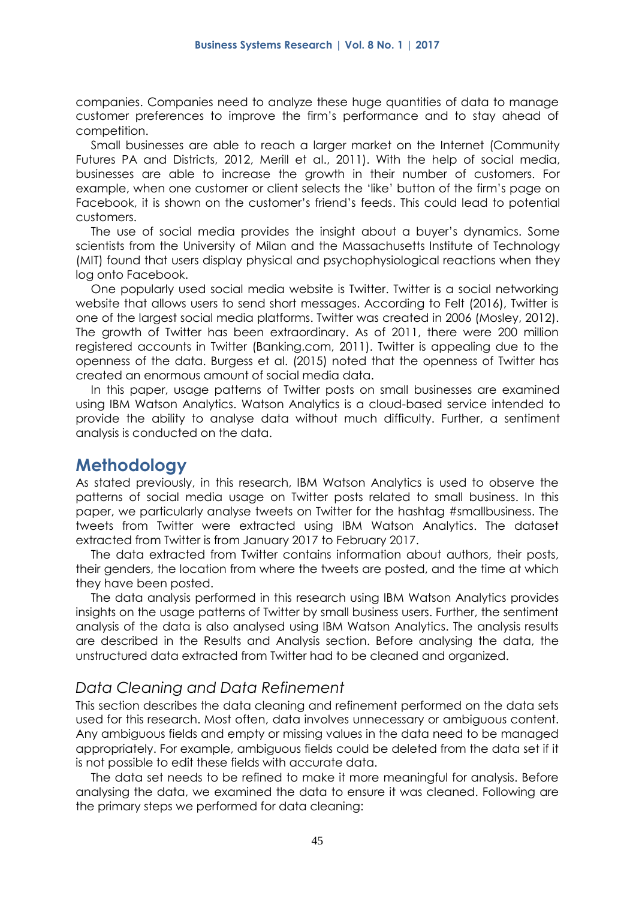companies. Companies need to analyze these huge quantities of data to manage customer preferences to improve the firm's performance and to stay ahead of competition.

Small businesses are able to reach a larger market on the Internet (Community Futures PA and Districts, 2012, Merill et al., 2011). With the help of social media, businesses are able to increase the growth in their number of customers. For example, when one customer or client selects the 'like' button of the firm's page on Facebook, it is shown on the customer's friend's feeds. This could lead to potential customers.

The use of social media provides the insight about a buyer's dynamics. Some scientists from the University of Milan and the Massachusetts Institute of Technology (MIT) found that users display physical and psychophysiological reactions when they log onto Facebook.

One popularly used social media website is Twitter. Twitter is a social networking website that allows users to send short messages. According to Felt (2016), Twitter is one of the largest social media platforms. Twitter was created in 2006 (Mosley, 2012). The growth of Twitter has been extraordinary. As of 2011, there were 200 million registered accounts in Twitter (Banking.com, 2011). Twitter is appealing due to the openness of the data. Burgess et al. (2015) noted that the openness of Twitter has created an enormous amount of social media data.

In this paper, usage patterns of Twitter posts on small businesses are examined using IBM Watson Analytics. Watson Analytics is a cloud-based service intended to provide the ability to analyse data without much difficulty. Further, a sentiment analysis is conducted on the data.

## Methodology

As stated previously, in this research, IBM Watson Analytics is used to observe the patterns of social media usage on Twitter posts related to small business. In this paper, we particularly analyse tweets on Twitter for the hashtag #smallbusiness. The tweets from Twitter were extracted using IBM Watson Analytics. The dataset extracted from Twitter is from January 2017 to February 2017.

The data extracted from Twitter contains information about authors, their posts, their genders, the location from where the tweets are posted, and the time at which they have been posted.

The data analysis performed in this research using IBM Watson Analytics provides insights on the usage patterns of Twitter by small business users. Further, the sentiment analysis of the data is also analysed using IBM Watson Analytics. The analysis results are described in the Results and Analysis section. Before analysing the data, the unstructured data extracted from Twitter had to be cleaned and organized.

### *Data Cleaning and Data Refinement*

This section describes the data cleaning and refinement performed on the data sets used for this research. Most often, data involves unnecessary or ambiguous content. Any ambiguous fields and empty or missing values in the data need to be managed appropriately. For example, ambiguous fields could be deleted from the data set if it is not possible to edit these fields with accurate data.

The data set needs to be refined to make it more meaningful for analysis. Before analysing the data, we examined the data to ensure it was cleaned. Following are the primary steps we performed for data cleaning: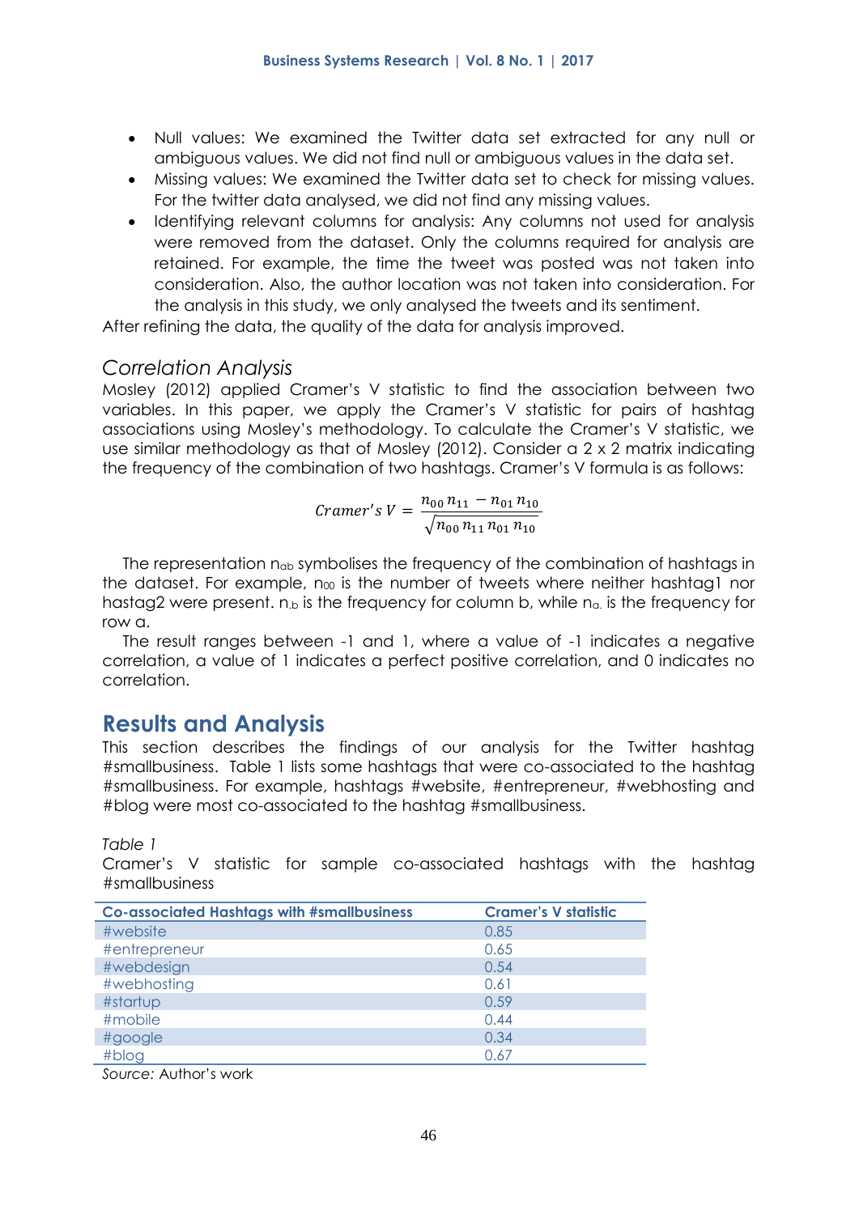- Null values: We examined the Twitter data set extracted for any null or ambiguous values. We did not find null or ambiguous values in the data set.
- Missing values: We examined the Twitter data set to check for missing values. For the twitter data analysed, we did not find any missing values.
- Identifying relevant columns for analysis: Any columns not used for analysis were removed from the dataset. Only the columns required for analysis are retained. For example, the time the tweet was posted was not taken into consideration. Also, the author location was not taken into consideration. For the analysis in this study, we only analysed the tweets and its sentiment.

After refining the data, the quality of the data for analysis improved.

### *Correlation Analysis*

Mosley (2012) applied Cramer's V statistic to find the association between two variables. In this paper, we apply the Cramer's V statistic for pairs of hashtag associations using Mosley's methodology. To calculate the Cramer's V statistic, we use similar methodology as that of Mosley (2012). Consider a 2 x 2 matrix indicating the frequency of the combination of two hashtags. Cramer's V formula is as follows:

$$Cramer's\ V = \frac{n_{00}\, n_{11} - n_{01}\, n_{10}}{\sqrt{n_{00}\, n_{11}\, n_{01}\, n_{10}}}$$

The representation $n_{ab}$ symbolises the frequency of the combination of hashtags in the dataset. For example, $n_{00}$ is the number of tweets where neither hashtag1 nor hastag2 were present. $n_{.b}$ is the frequency for column b, while $n_{a.}$ is the frequency for row a.

The result ranges between -1 and 1, where a value of -1 indicates a negative correlation, a value of 1 indicates a perfect positive correlation, and 0 indicates no correlation.

## Results and Analysis

This section describes the findings of our analysis for the Twitter hashtag #smallbusiness. Table 1 lists some hashtags that were co-associated to the hashtag #smallbusiness. For example, hashtags #website, #entrepreneur, #webhosting and #blog were most co-associated to the hashtag #smallbusiness.

*Table 1*
Cramer's V statistic for sample co-associated hashtags with the hashtag #smallbusiness

| Co-associated Hashtags with #smallbusiness | Cramer's V statistic |
|---|---|
| #website | 0.85 |
| #entrepreneur | 0.65 |
| #webdesign | 0.54 |
| #webhosting | 0.61 |
| #startup | 0.59 |
| #mobile | 0.44 |
| #google | 0.34 |
| #blog | 0.67 |

*Source:* Author's work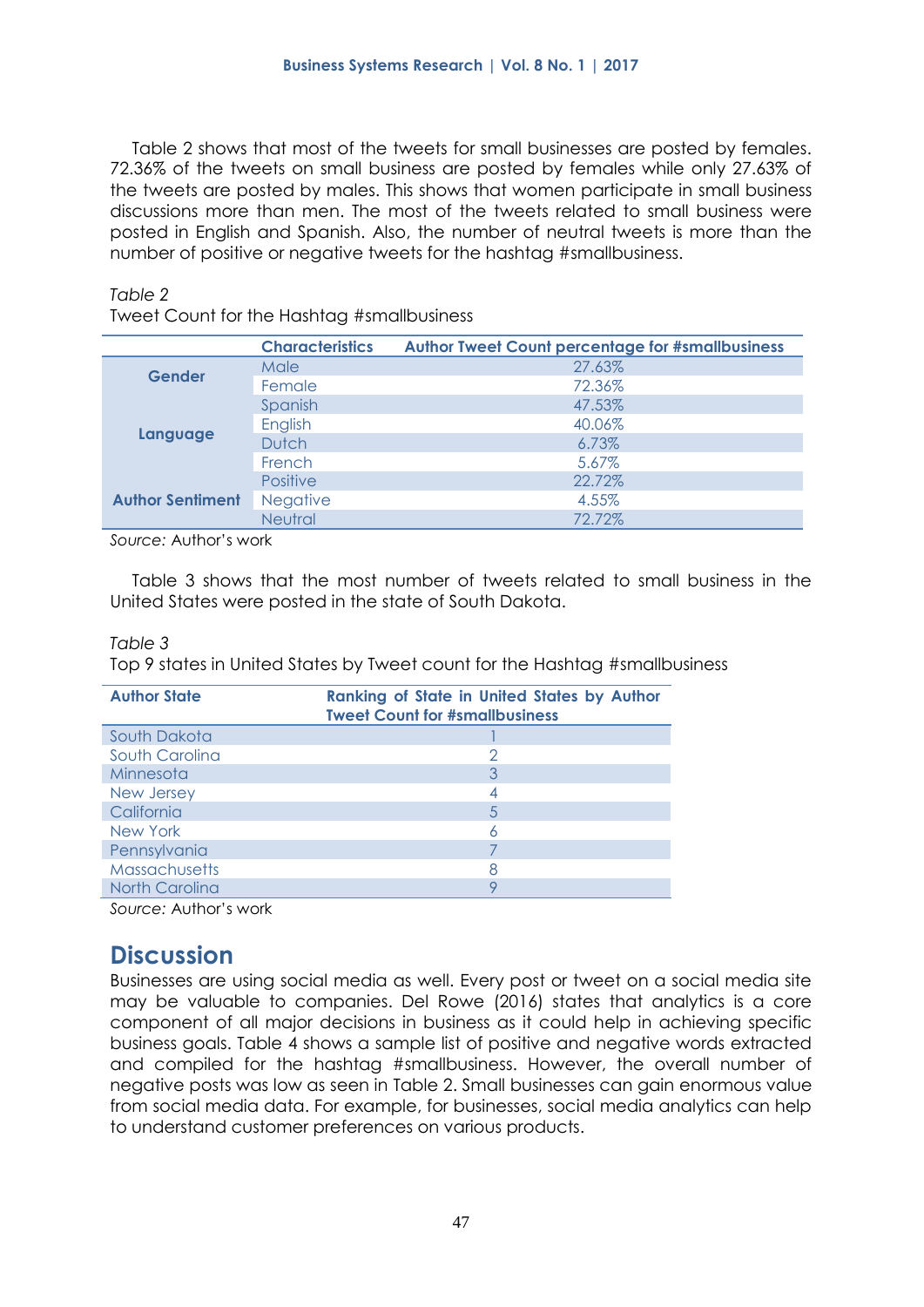Table 2 shows that most of the tweets for small businesses are posted by females. 72.36% of the tweets on small business are posted by females while only 27.63% of the tweets are posted by males. This shows that women participate in small business discussions more than men. The most of the tweets related to small business were posted in English and Spanish. Also, the number of neutral tweets is more than the number of positive or negative tweets for the hashtag #smallbusiness.

*Table 2*
Tweet Count for the Hashtag #smallbusiness

| | Characteristics | Author Tweet Count percentage for #smallbusiness |
|---|---|---|
| **Gender** | Male | 27.63% |
| | Female | 72.36% |
| **Language** | Spanish | 47.53% |
| | English | 40.06% |
| | Dutch | 6.73% |
| | French | 5.67% |
| **Author Sentiment** | Positive | 22.72% |
| | Negative | 4.55% |
| | Neutral | 72.72% |

*Source:* Author's work

Table 3 shows that the most number of tweets related to small business in the United States were posted in the state of South Dakota.

*Table 3*
Top 9 states in United States by Tweet count for the Hashtag #smallbusiness

| Author State | Ranking of State in United States by Author Tweet Count for #smallbusiness |
|---|---|
| South Dakota | 1 |
| South Carolina | 2 |
| Minnesota | 3 |
| New Jersey | 4 |
| California | 5 |
| New York | 6 |
| Pennsylvania | 7 |
| Massachusetts | 8 |
| North Carolina | 9 |

*Source:* Author's work

## Discussion

Businesses are using social media as well. Every post or tweet on a social media site may be valuable to companies. Del Rowe (2016) states that analytics is a core component of all major decisions in business as it could help in achieving specific business goals. Table 4 shows a sample list of positive and negative words extracted and compiled for the hashtag #smallbusiness. However, the overall number of negative posts was low as seen in Table 2. Small businesses can gain enormous value from social media data. For example, for businesses, social media analytics can help to understand customer preferences on various products.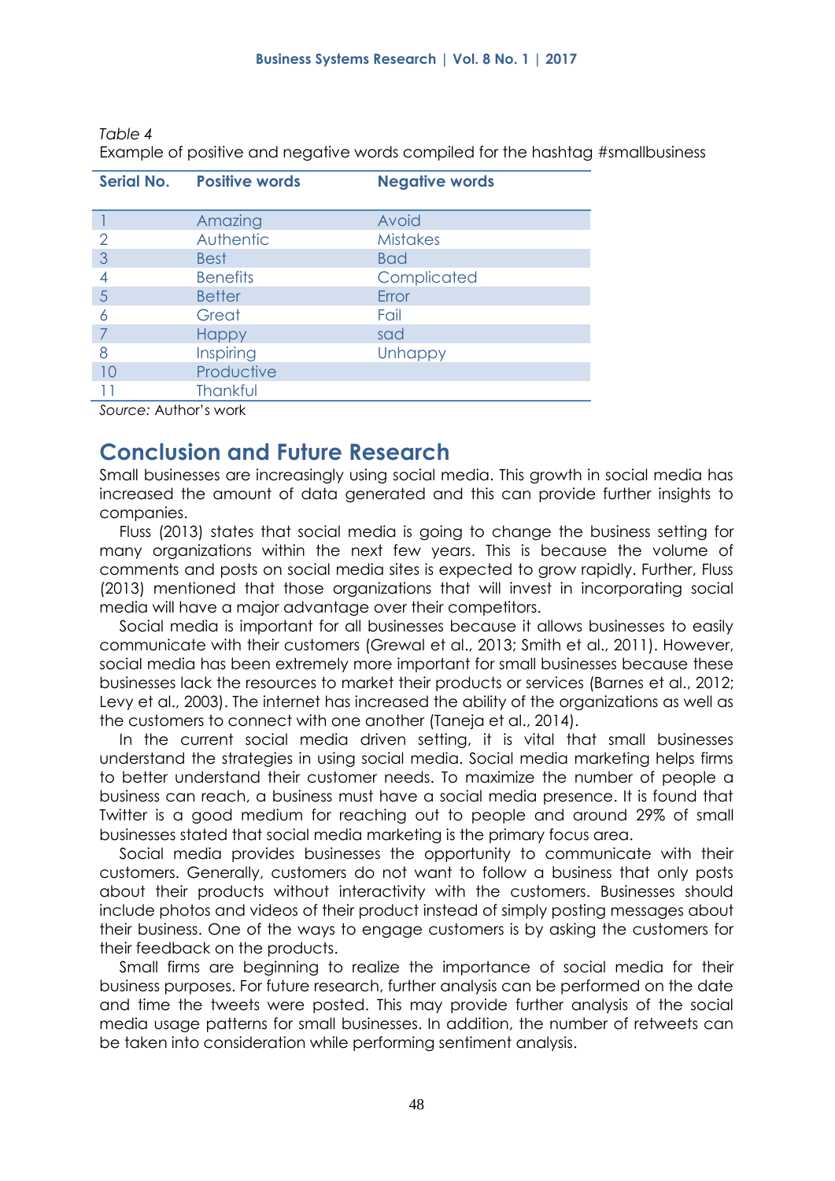*Table 4*
Example of positive and negative words compiled for the hashtag #smallbusiness

| Serial No. | Positive words | Negative words |
|---|---|---|
| 1 | Amazing | Avoid |
| 2 | Authentic | Mistakes |
| 3 | Best | Bad |
| 4 | Benefits | Complicated |
| 5 | Better | Error |
| 6 | Great | Fail |
| 7 | Happy | sad |
| 8 | Inspiring | Unhappy |
| 10 | Productive | |
| 11 | Thankful | |

*Source:* Author's work

## Conclusion and Future Research

Small businesses are increasingly using social media. This growth in social media has increased the amount of data generated and this can provide further insights to companies.

Fluss (2013) states that social media is going to change the business setting for many organizations within the next few years. This is because the volume of comments and posts on social media sites is expected to grow rapidly. Further, Fluss (2013) mentioned that those organizations that will invest in incorporating social media will have a major advantage over their competitors.

Social media is important for all businesses because it allows businesses to easily communicate with their customers (Grewal et al., 2013; Smith et al., 2011). However, social media has been extremely more important for small businesses because these businesses lack the resources to market their products or services (Barnes et al., 2012; Levy et al., 2003). The internet has increased the ability of the organizations as well as the customers to connect with one another (Taneja et al., 2014).

In the current social media driven setting, it is vital that small businesses understand the strategies in using social media. Social media marketing helps firms to better understand their customer needs. To maximize the number of people a business can reach, a business must have a social media presence. It is found that Twitter is a good medium for reaching out to people and around 29% of small businesses stated that social media marketing is the primary focus area.

Social media provides businesses the opportunity to communicate with their customers. Generally, customers do not want to follow a business that only posts about their products without interactivity with the customers. Businesses should include photos and videos of their product instead of simply posting messages about their business. One of the ways to engage customers is by asking the customers for their feedback on the products.

Small firms are beginning to realize the importance of social media for their business purposes. For future research, further analysis can be performed on the date and time the tweets were posted. This may provide further analysis of the social media usage patterns for small businesses. In addition, the number of retweets can be taken into consideration while performing sentiment analysis.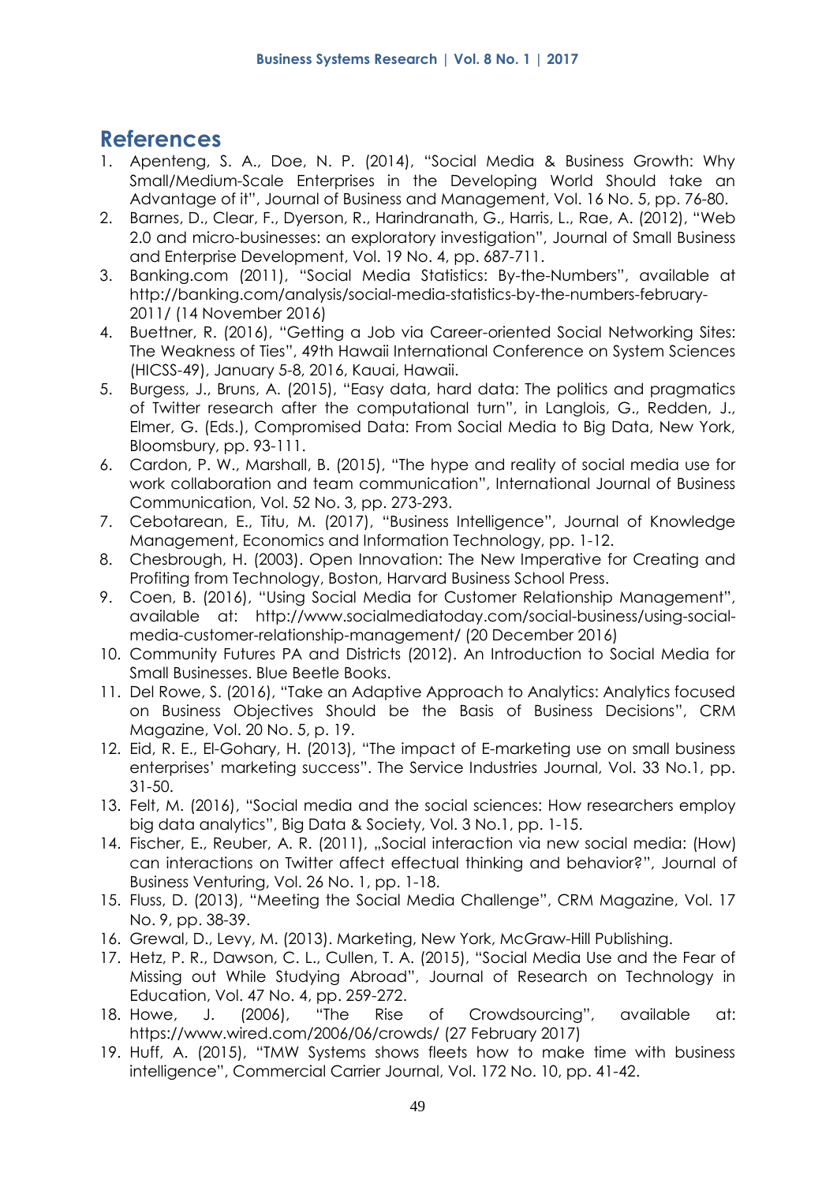## References

1. Apenteng, S. A., Doe, N. P. (2014), "Social Media & Business Growth: Why Small/Medium-Scale Enterprises in the Developing World Should take an Advantage of it", Journal of Business and Management, Vol. 16 No. 5, pp. 76-80.
2. Barnes, D., Clear, F., Dyerson, R., Harindranath, G., Harris, L., Rae, A. (2012), "Web 2.0 and micro-businesses: an exploratory investigation", Journal of Small Business and Enterprise Development, Vol. 19 No. 4, pp. 687-711.
3. Banking.com (2011), "Social Media Statistics: By-the-Numbers", available at http://banking.com/analysis/social-media-statistics-by-the-numbers-february-2011/ (14 November 2016)
4. Buettner, R. (2016), "Getting a Job via Career-oriented Social Networking Sites: The Weakness of Ties", 49th Hawaii International Conference on System Sciences (HICSS-49), January 5-8, 2016, Kauai, Hawaii.
5. Burgess, J., Bruns, A. (2015), "Easy data, hard data: The politics and pragmatics of Twitter research after the computational turn", in Langlois, G., Redden, J., Elmer, G. (Eds.), Compromised Data: From Social Media to Big Data, New York, Bloomsbury, pp. 93-111.
6. Cardon, P. W., Marshall, B. (2015), "The hype and reality of social media use for work collaboration and team communication", International Journal of Business Communication, Vol. 52 No. 3, pp. 273-293.
7. Cebotarean, E., Titu, M. (2017), "Business Intelligence", Journal of Knowledge Management, Economics and Information Technology, pp. 1-12.
8. Chesbrough, H. (2003). Open Innovation: The New Imperative for Creating and Profiting from Technology, Boston, Harvard Business School Press.
9. Coen, B. (2016), "Using Social Media for Customer Relationship Management", available at: http://www.socialmediatoday.com/social-business/using-social-media-customer-relationship-management/ (20 December 2016)
10. Community Futures PA and Districts (2012). An Introduction to Social Media for Small Businesses. Blue Beetle Books.
11. Del Rowe, S. (2016), "Take an Adaptive Approach to Analytics: Analytics focused on Business Objectives Should be the Basis of Business Decisions", CRM Magazine, Vol. 20 No. 5, p. 19.
12. Eid, R. E., El-Gohary, H. (2013), "The impact of E-marketing use on small business enterprises' marketing success". The Service Industries Journal, Vol. 33 No.1, pp. 31-50.
13. Felt, M. (2016), "Social media and the social sciences: How researchers employ big data analytics", Big Data & Society, Vol. 3 No.1, pp. 1-15.
14. Fischer, E., Reuber, A. R. (2011), „Social interaction via new social media: (How) can interactions on Twitter affect effectual thinking and behavior?", Journal of Business Venturing, Vol. 26 No. 1, pp. 1-18.
15. Fluss, D. (2013), "Meeting the Social Media Challenge", CRM Magazine, Vol. 17 No. 9, pp. 38-39.
16. Grewal, D., Levy, M. (2013). Marketing, New York, McGraw-Hill Publishing.
17. Hetz, P. R., Dawson, C. L., Cullen, T. A. (2015), "Social Media Use and the Fear of Missing out While Studying Abroad", Journal of Research on Technology in Education, Vol. 47 No. 4, pp. 259-272.
18. Howe, J. (2006), "The Rise of Crowdsourcing", available at: https://www.wired.com/2006/06/crowds/ (27 February 2017)
19. Huff, A. (2015), "TMW Systems shows fleets how to make time with business intelligence", Commercial Carrier Journal, Vol. 172 No. 10, pp. 41-42.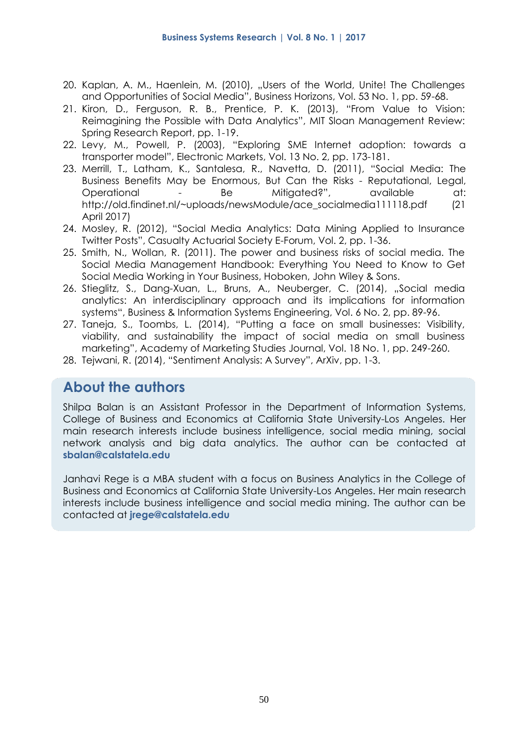20. Kaplan, A. M., Haenlein, M. (2010), „Users of the World, Unite! The Challenges and Opportunities of Social Media", Business Horizons, Vol. 53 No. 1, pp. 59-68.
21. Kiron, D., Ferguson, R. B., Prentice, P. K. (2013), "From Value to Vision: Reimagining the Possible with Data Analytics", MIT Sloan Management Review: Spring Research Report, pp. 1-19.
22. Levy, M., Powell, P. (2003), "Exploring SME Internet adoption: towards a transporter model", Electronic Markets, Vol. 13 No. 2, pp. 173-181.
23. Merrill, T., Latham, K., Santalesa, R., Navetta, D. (2011), "Social Media: The Business Benefits May be Enormous, But Can the Risks - Reputational, Legal, Operational - Be Mitigated?", available at: http://old.findinet.nl/~uploads/newsModule/ace_socialmedia111118.pdf (21 April 2017)
24. Mosley, R. (2012), "Social Media Analytics: Data Mining Applied to Insurance Twitter Posts", Casualty Actuarial Society E-Forum, Vol. 2, pp. 1-36.
25. Smith, N., Wollan, R. (2011). The power and business risks of social media. The Social Media Management Handbook: Everything You Need to Know to Get Social Media Working in Your Business, Hoboken, John Wiley & Sons.
26. Stieglitz, S., Dang-Xuan, L., Bruns, A., Neuberger, C. (2014), „Social media analytics: An interdisciplinary approach and its implications for information systems", Business & Information Systems Engineering, Vol. 6 No. 2, pp. 89-96.
27. Taneja, S., Toombs, L. (2014), "Putting a face on small businesses: Visibility, viability, and sustainability the impact of social media on small business marketing", Academy of Marketing Studies Journal, Vol. 18 No. 1, pp. 249-260.
28. Tejwani, R. (2014), "Sentiment Analysis: A Survey", ArXiv, pp. 1-3.

## About the authors

Shilpa Balan is an Assistant Professor in the Department of Information Systems, College of Business and Economics at California State University-Los Angeles. Her main research interests include business intelligence, social media mining, social network analysis and big data analytics. The author can be contacted at **sbalan@calstatela.edu**

Janhavi Rege is a MBA student with a focus on Business Analytics in the College of Business and Economics at California State University-Los Angeles. Her main research interests include business intelligence and social media mining. The author can be contacted at **jrege@calstatela.edu**